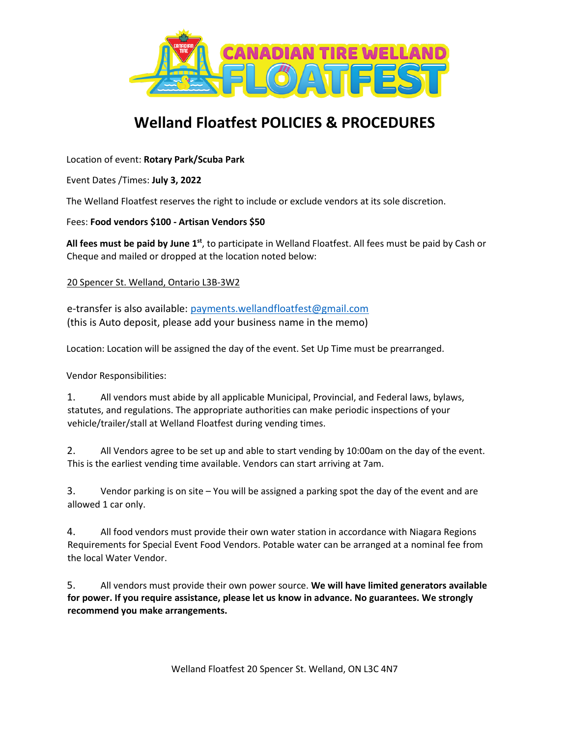# Welland Floatfest POLICIES & PROCEDURES

Location of event: **Rotary Park/Scuba Park**

Event Dates /Times: **July 3, 2022**

The Welland Floatfest reserves the right to include or exclude vendors at its sole discretion.

Fees: **Food vendors $100 - Artisan Vendors $50**

**All fees must be paid by June 1st**, to participate in Welland Floatfest. All fees must be paid by Cash or Cheque and mailed or dropped at the location noted below:

20 Spencer St. Welland, Ontario L3B-3W2

e-transfer is also available: payments.wellandfloatfest@gmail.com
(this is Auto deposit, please add your business name in the memo)

Location: Location will be assigned the day of the event. Set Up Time must be prearranged.

Vendor Responsibilities:

1. All vendors must abide by all applicable Municipal, Provincial, and Federal laws, bylaws, statutes, and regulations. The appropriate authorities can make periodic inspections of your vehicle/trailer/stall at Welland Floatfest during vending times.

2. All Vendors agree to be set up and able to start vending by 10:00am on the day of the event. This is the earliest vending time available. Vendors can start arriving at 7am.

3. Vendor parking is on site – You will be assigned a parking spot the day of the event and are allowed 1 car only.

4. All food vendors must provide their own water station in accordance with Niagara Regions Requirements for Special Event Food Vendors. Potable water can be arranged at a nominal fee from the local Water Vendor.

5. All vendors must provide their own power source. **We will have limited generators available for power. If you require assistance, please let us know in advance. No guarantees. We strongly recommend you make arrangements.**

Welland Floatfest 20 Spencer St. Welland, ON L3C 4N7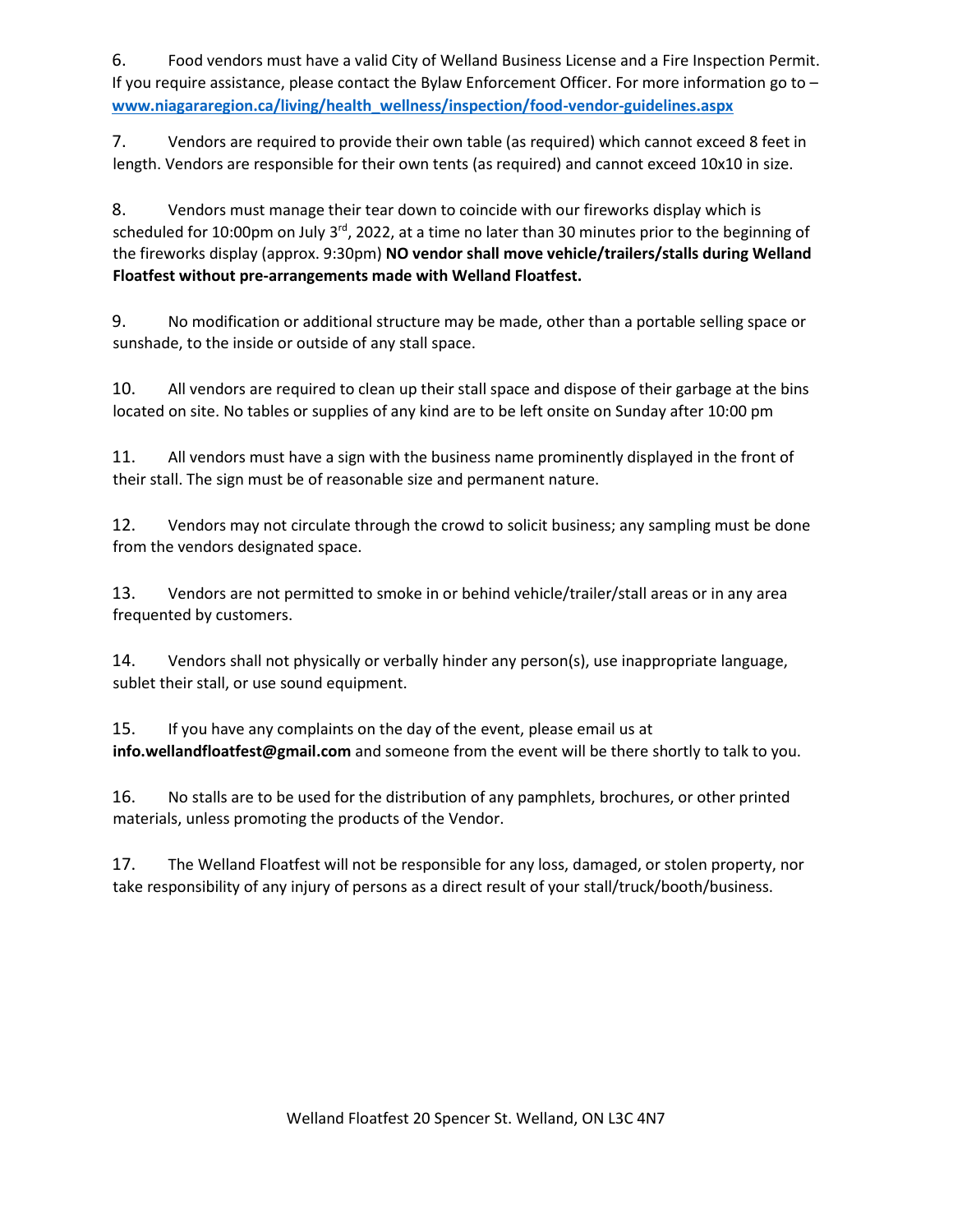6. Food vendors must have a valid City of Welland Business License and a Fire Inspection Permit. If you require assistance, please contact the Bylaw Enforcement Officer. For more information go to – **www.niagararegion.ca/living/health_wellness/inspection/food-vendor-guidelines.aspx**

7. Vendors are required to provide their own table (as required) which cannot exceed 8 feet in length. Vendors are responsible for their own tents (as required) and cannot exceed 10x10 in size.

8. Vendors must manage their tear down to coincide with our fireworks display which is scheduled for 10:00pm on July 3rd, 2022, at a time no later than 30 minutes prior to the beginning of the fireworks display (approx. 9:30pm) **NO vendor shall move vehicle/trailers/stalls during Welland Floatfest without pre-arrangements made with Welland Floatfest.**

9. No modification or additional structure may be made, other than a portable selling space or sunshade, to the inside or outside of any stall space.

10. All vendors are required to clean up their stall space and dispose of their garbage at the bins located on site. No tables or supplies of any kind are to be left onsite on Sunday after 10:00 pm

11. All vendors must have a sign with the business name prominently displayed in the front of their stall. The sign must be of reasonable size and permanent nature.

12. Vendors may not circulate through the crowd to solicit business; any sampling must be done from the vendors designated space.

13. Vendors are not permitted to smoke in or behind vehicle/trailer/stall areas or in any area frequented by customers.

14. Vendors shall not physically or verbally hinder any person(s), use inappropriate language, sublet their stall, or use sound equipment.

15. If you have any complaints on the day of the event, please email us at **info.wellandfloatfest@gmail.com** and someone from the event will be there shortly to talk to you.

16. No stalls are to be used for the distribution of any pamphlets, brochures, or other printed materials, unless promoting the products of the Vendor.

17. The Welland Floatfest will not be responsible for any loss, damaged, or stolen property, nor take responsibility of any injury of persons as a direct result of your stall/truck/booth/business.

Welland Floatfest 20 Spencer St. Welland, ON L3C 4N7